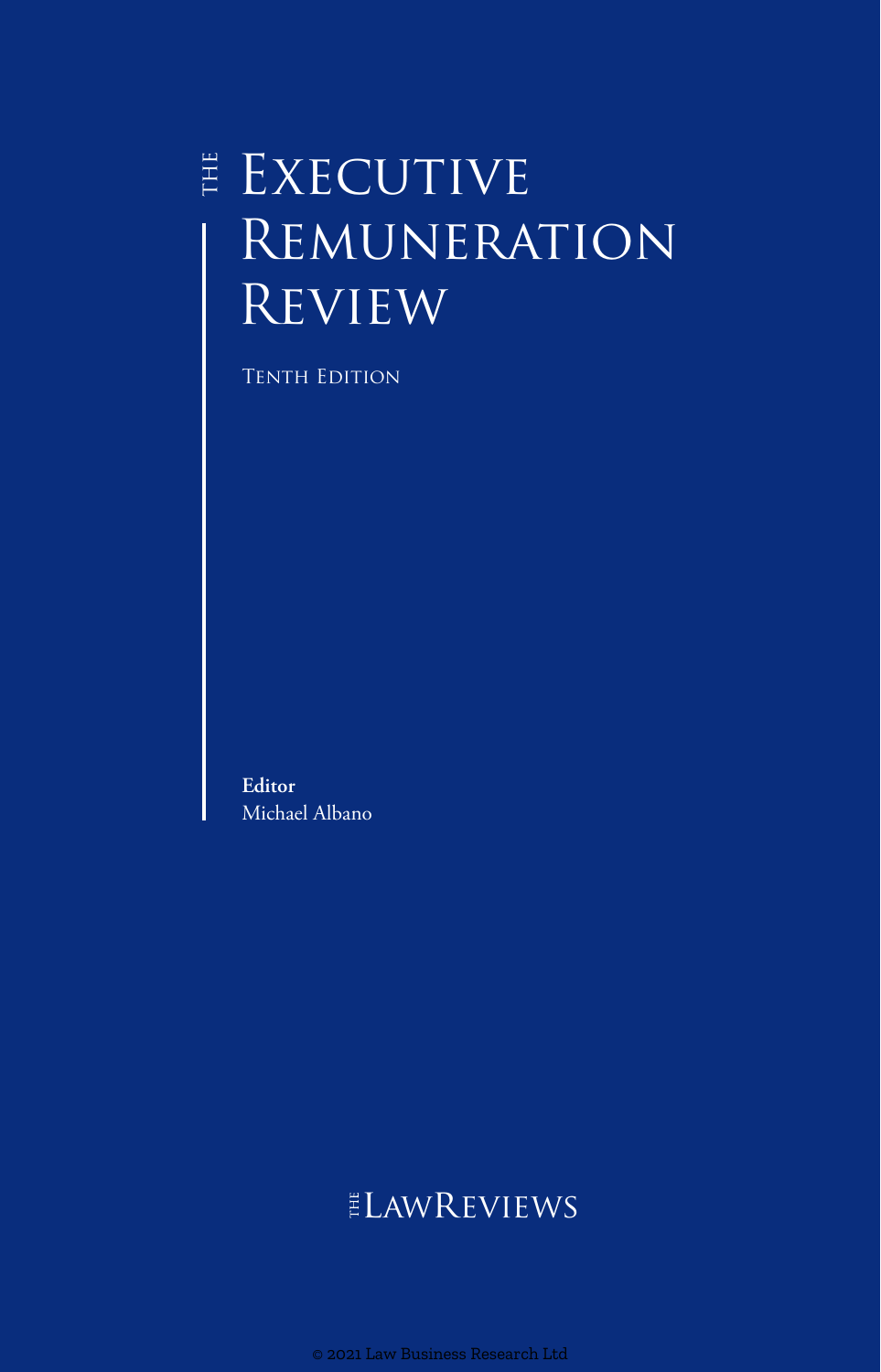# The Executive Remuneration Review

Tenth Edition

**Editor**
Michael Albano

TheLawReviews

© 2021 Law Business Research Ltd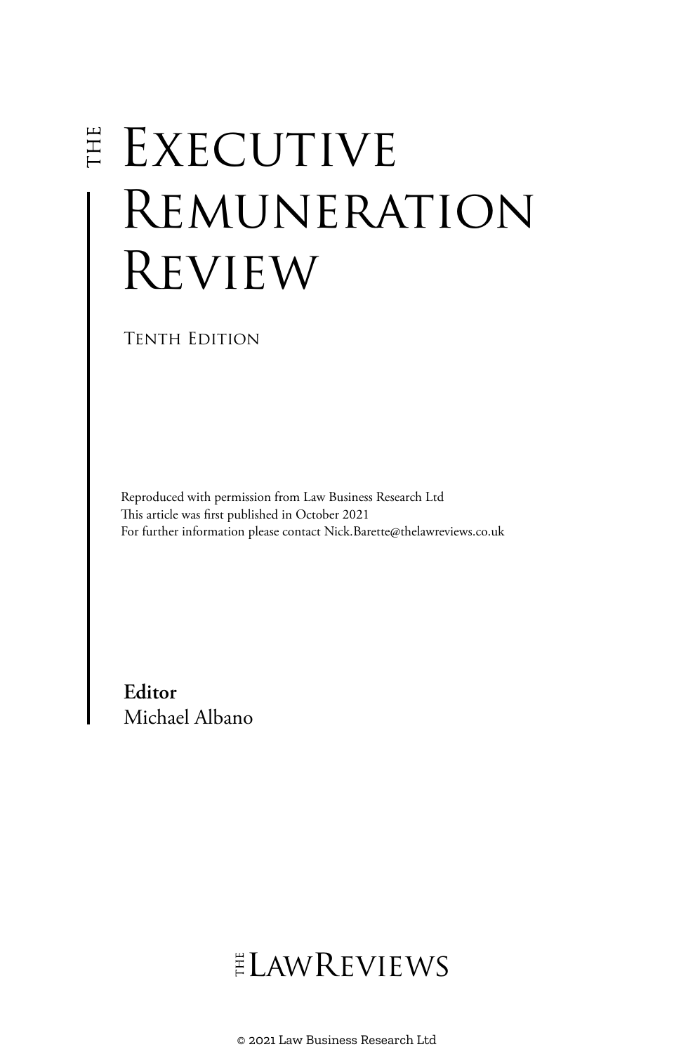# The Executive Remuneration Review

Tenth Edition

Reproduced with permission from Law Business Research Ltd
This article was first published in October 2021
For further information please contact Nick.Barette@thelawreviews.co.uk

**Editor**
Michael Albano

The Law Reviews

© 2021 Law Business Research Ltd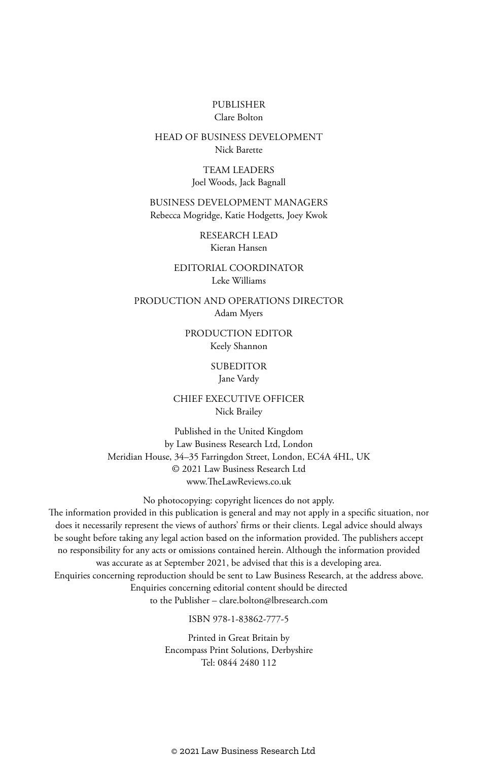PUBLISHER
Clare Bolton

HEAD OF BUSINESS DEVELOPMENT
Nick Barette

TEAM LEADERS
Joel Woods, Jack Bagnall

BUSINESS DEVELOPMENT MANAGERS
Rebecca Mogridge, Katie Hodgetts, Joey Kwok

RESEARCH LEAD
Kieran Hansen

EDITORIAL COORDINATOR
Leke Williams

PRODUCTION AND OPERATIONS DIRECTOR
Adam Myers

PRODUCTION EDITOR
Keely Shannon

SUBEDITOR
Jane Vardy

CHIEF EXECUTIVE OFFICER
Nick Brailey

Published in the United Kingdom
by Law Business Research Ltd, London
Meridian House, 34–35 Farringdon Street, London, EC4A 4HL, UK
© 2021 Law Business Research Ltd
www.TheLawReviews.co.uk

No photocopying: copyright licences do not apply.
The information provided in this publication is general and may not apply in a specific situation, nor does it necessarily represent the views of authors' firms or their clients. Legal advice should always be sought before taking any legal action based on the information provided. The publishers accept no responsibility for any acts or omissions contained herein. Although the information provided was accurate as at September 2021, be advised that this is a developing area.
Enquiries concerning reproduction should be sent to Law Business Research, at the address above.
Enquiries concerning editorial content should be directed
to the Publisher – clare.bolton@lbresearch.com

ISBN 978-1-83862-777-5

Printed in Great Britain by
Encompass Print Solutions, Derbyshire
Tel: 0844 2480 112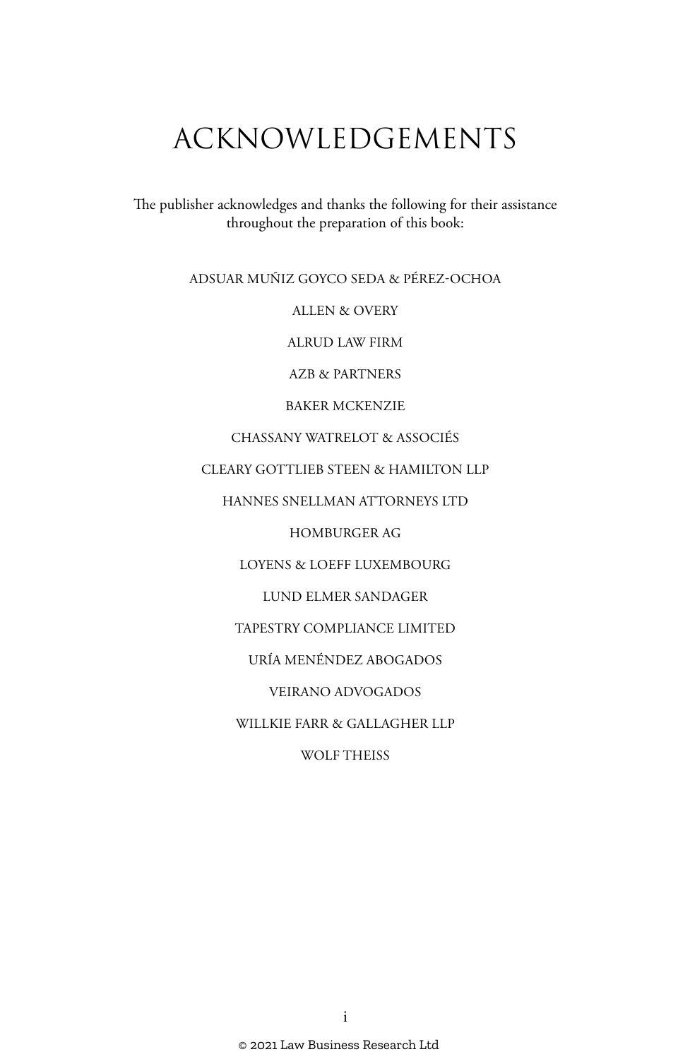# ACKNOWLEDGEMENTS

The publisher acknowledges and thanks the following for their assistance throughout the preparation of this book:

ADSUAR MUÑIZ GOYCO SEDA & PÉREZ-OCHOA

ALLEN & OVERY

ALRUD LAW FIRM

AZB & PARTNERS

BAKER MCKENZIE

CHASSANY WATRELOT & ASSOCIÉS

CLEARY GOTTLIEB STEEN & HAMILTON LLP

HANNES SNELLMAN ATTORNEYS LTD

HOMBURGER AG

LOYENS & LOEFF LUXEMBOURG

LUND ELMER SANDAGER

TAPESTRY COMPLIANCE LIMITED

URÍA MENÉNDEZ ABOGADOS

VEIRANO ADVOGADOS

WILLKIE FARR & GALLAGHER LLP

WOLF THEISS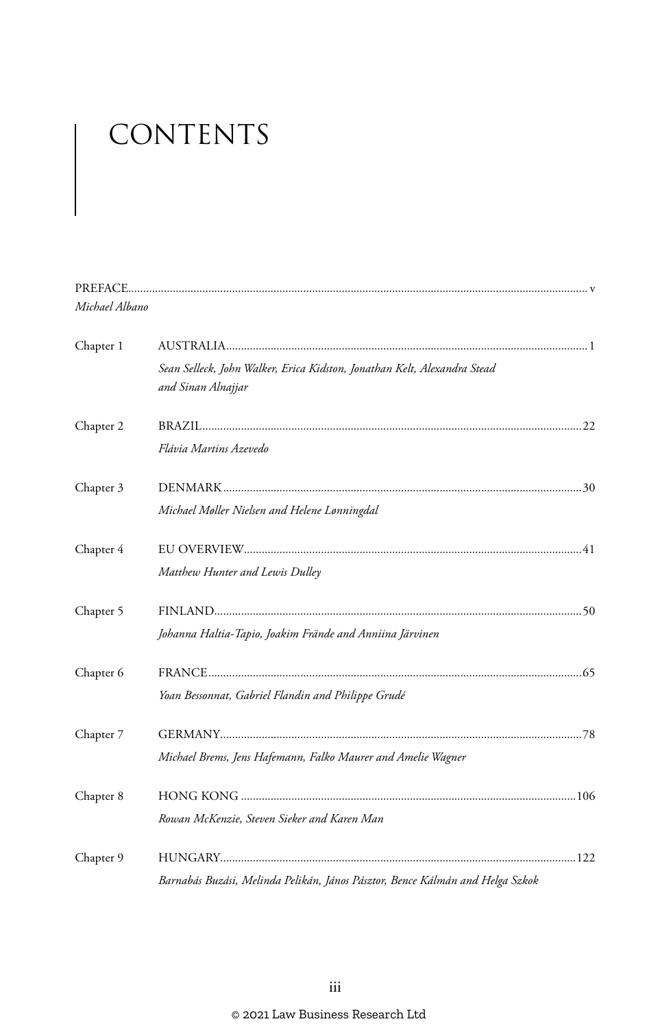# CONTENTS

PREFACE........................................................................................................................................... v
*Michael Albano*

Chapter 1 AUSTRALIA........................................................................................................... 1
*Sean Selleck, John Walker, Erica Kidston, Jonathan Kelt, Alexandra Stead and Sinan Alnajjar*

Chapter 2 BRAZIL.................................................................................................................. 22
*Flávia Martins Azevedo*

Chapter 3 DENMARK........................................................................................................... 30
*Michael Møller Nielsen and Helene Lønningdal*

Chapter 4 EU OVERVIEW.................................................................................................... 41
*Matthew Hunter and Lewis Dulley*

Chapter 5 FINLAND.............................................................................................................. 50
*Johanna Haltia-Tapio, Joakim Frände and Anniina Järvinen*

Chapter 6 FRANCE................................................................................................................ 65
*Yoan Bessonnat, Gabriel Flandin and Philippe Grudé*

Chapter 7 GERMANY............................................................................................................ 78
*Michael Brems, Jens Hafemann, Falko Maurer and Amelie Wagner*

Chapter 8 HONG KONG ...................................................................................................... 106
*Rowan McKenzie, Steven Sieker and Karen Man*

Chapter 9 HUNGARY........................................................................................................... 122
*Barnabás Buzási, Melinda Pelikán, János Pásztor, Bence Kálmán and Helga Szkok*

© 2021 Law Business Research Ltd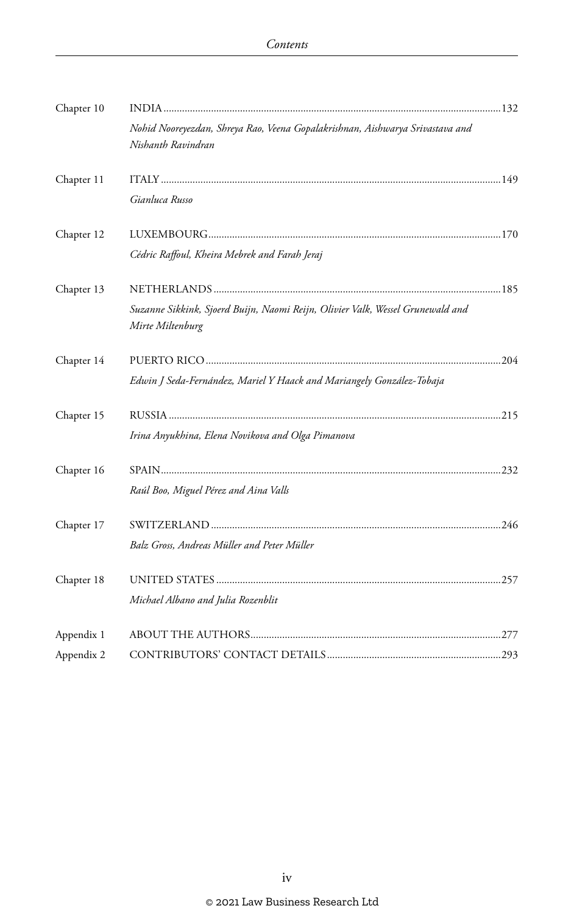| | | |
|---|---|---|
| Chapter 10 | INDIA | 132 |
| | *Nohid Nooreyezdan, Shreya Rao, Veena Gopalakrishnan, Aishwarya Srivastava and Nishanth Ravindran* | |
| Chapter 11 | ITALY | 149 |
| | *Gianluca Russo* | |
| Chapter 12 | LUXEMBOURG | 170 |
| | *Cédric Raffoul, Kheira Mebrek and Farah Jeraj* | |
| Chapter 13 | NETHERLANDS | 185 |
| | *Suzanne Sikkink, Sjoerd Buijn, Naomi Reijn, Olivier Valk, Wessel Grunewald and Mirte Miltenburg* | |
| Chapter 14 | PUERTO RICO | 204 |
| | *Edwin J Seda-Fernández, Mariel Y Haack and Mariangely González-Tobaja* | |
| Chapter 15 | RUSSIA | 215 |
| | *Irina Anyukhina, Elena Novikova and Olga Pimanova* | |
| Chapter 16 | SPAIN | 232 |
| | *Raúl Boo, Miguel Pérez and Aina Valls* | |
| Chapter 17 | SWITZERLAND | 246 |
| | *Balz Gross, Andreas Müller and Peter Müller* | |
| Chapter 18 | UNITED STATES | 257 |
| | *Michael Albano and Julia Rozenblit* | |
| Appendix 1 | ABOUT THE AUTHORS | 277 |
| Appendix 2 | CONTRIBUTORS' CONTACT DETAILS | 293 |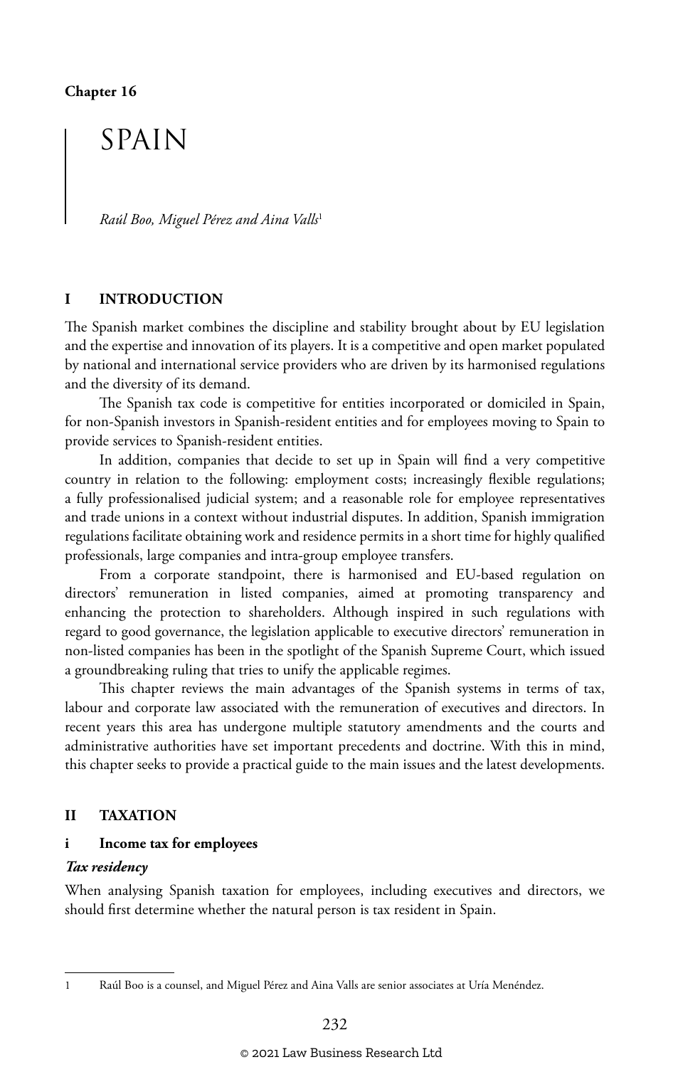Chapter 16

# SPAIN

*Raúl Boo, Miguel Pérez and Aina Valls*[1]

## I INTRODUCTION

The Spanish market combines the discipline and stability brought about by EU legislation and the expertise and innovation of its players. It is a competitive and open market populated by national and international service providers who are driven by its harmonised regulations and the diversity of its demand.

The Spanish tax code is competitive for entities incorporated or domiciled in Spain, for non-Spanish investors in Spanish-resident entities and for employees moving to Spain to provide services to Spanish-resident entities.

In addition, companies that decide to set up in Spain will find a very competitive country in relation to the following: employment costs; increasingly flexible regulations; a fully professionalised judicial system; and a reasonable role for employee representatives and trade unions in a context without industrial disputes. In addition, Spanish immigration regulations facilitate obtaining work and residence permits in a short time for highly qualified professionals, large companies and intra-group employee transfers.

From a corporate standpoint, there is harmonised and EU-based regulation on directors' remuneration in listed companies, aimed at promoting transparency and enhancing the protection to shareholders. Although inspired in such regulations with regard to good governance, the legislation applicable to executive directors' remuneration in non-listed companies has been in the spotlight of the Spanish Supreme Court, which issued a groundbreaking ruling that tries to unify the applicable regimes.

This chapter reviews the main advantages of the Spanish systems in terms of tax, labour and corporate law associated with the remuneration of executives and directors. In recent years this area has undergone multiple statutory amendments and the courts and administrative authorities have set important precedents and doctrine. With this in mind, this chapter seeks to provide a practical guide to the main issues and the latest developments.

## II TAXATION

### i Income tax for employees

#### *Tax residency*

When analysing Spanish taxation for employees, including executives and directors, we should first determine whether the natural person is tax resident in Spain.

---

1 Raúl Boo is a counsel, and Miguel Pérez and Aina Valls are senior associates at Uría Menéndez.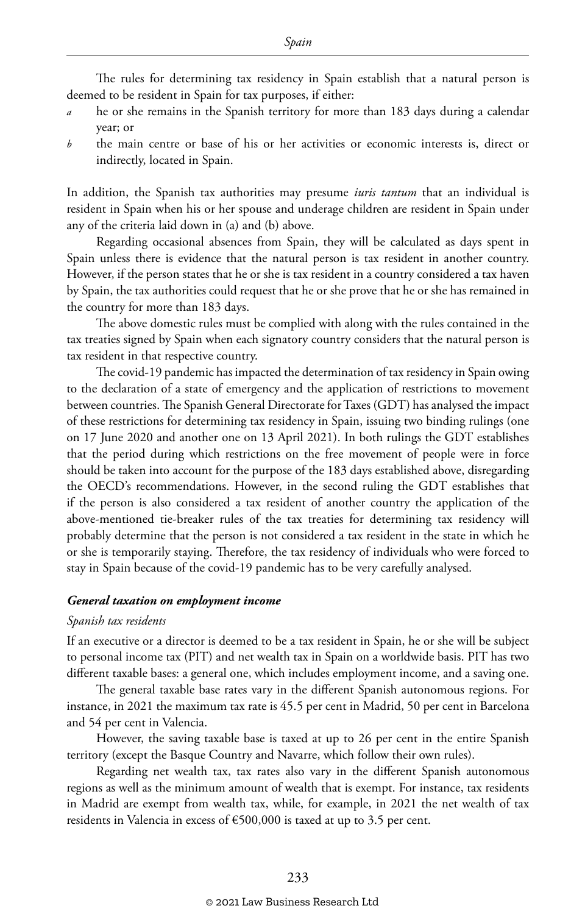The rules for determining tax residency in Spain establish that a natural person is deemed to be resident in Spain for tax purposes, if either:

*a* he or she remains in the Spanish territory for more than 183 days during a calendar year; or

*b* the main centre or base of his or her activities or economic interests is, direct or indirectly, located in Spain.

In addition, the Spanish tax authorities may presume *iuris tantum* that an individual is resident in Spain when his or her spouse and underage children are resident in Spain under any of the criteria laid down in (a) and (b) above.

Regarding occasional absences from Spain, they will be calculated as days spent in Spain unless there is evidence that the natural person is tax resident in another country. However, if the person states that he or she is tax resident in a country considered a tax haven by Spain, the tax authorities could request that he or she prove that he or she has remained in the country for more than 183 days.

The above domestic rules must be complied with along with the rules contained in the tax treaties signed by Spain when each signatory country considers that the natural person is tax resident in that respective country.

The covid-19 pandemic has impacted the determination of tax residency in Spain owing to the declaration of a state of emergency and the application of restrictions to movement between countries. The Spanish General Directorate for Taxes (GDT) has analysed the impact of these restrictions for determining tax residency in Spain, issuing two binding rulings (one on 17 June 2020 and another one on 13 April 2021). In both rulings the GDT establishes that the period during which restrictions on the free movement of people were in force should be taken into account for the purpose of the 183 days established above, disregarding the OECD's recommendations. However, in the second ruling the GDT establishes that if the person is also considered a tax resident of another country the application of the above-mentioned tie-breaker rules of the tax treaties for determining tax residency will probably determine that the person is not considered a tax resident in the state in which he or she is temporarily staying. Therefore, the tax residency of individuals who were forced to stay in Spain because of the covid-19 pandemic has to be very carefully analysed.

#### ***General taxation on employment income***

##### *Spanish tax residents*

If an executive or a director is deemed to be a tax resident in Spain, he or she will be subject to personal income tax (PIT) and net wealth tax in Spain on a worldwide basis. PIT has two different taxable bases: a general one, which includes employment income, and a saving one.

The general taxable base rates vary in the different Spanish autonomous regions. For instance, in 2021 the maximum tax rate is 45.5 per cent in Madrid, 50 per cent in Barcelona and 54 per cent in Valencia.

However, the saving taxable base is taxed at up to 26 per cent in the entire Spanish territory (except the Basque Country and Navarre, which follow their own rules).

Regarding net wealth tax, tax rates also vary in the different Spanish autonomous regions as well as the minimum amount of wealth that is exempt. For instance, tax residents in Madrid are exempt from wealth tax, while, for example, in 2021 the net wealth of tax residents in Valencia in excess of €500,000 is taxed at up to 3.5 per cent.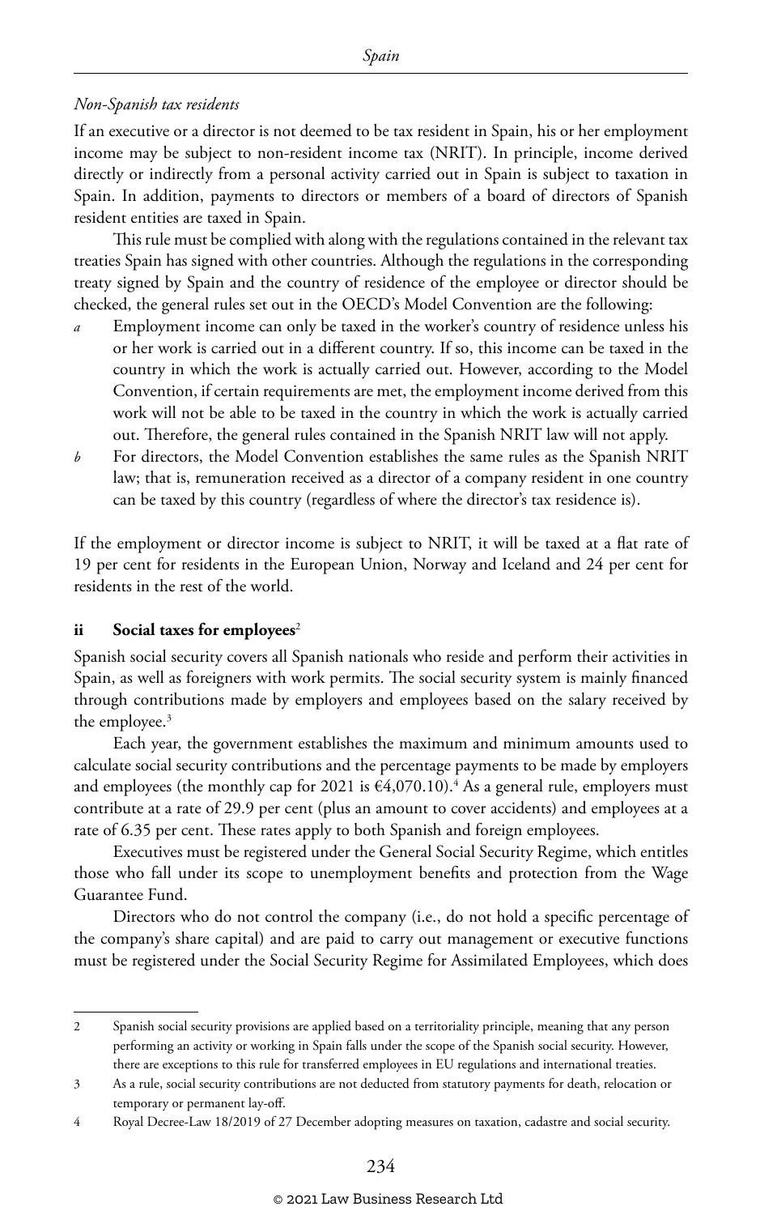*Non-Spanish tax residents*

If an executive or a director is not deemed to be tax resident in Spain, his or her employment income may be subject to non-resident income tax (NRIT). In principle, income derived directly or indirectly from a personal activity carried out in Spain is subject to taxation in Spain. In addition, payments to directors or members of a board of directors of Spanish resident entities are taxed in Spain.

This rule must be complied with along with the regulations contained in the relevant tax treaties Spain has signed with other countries. Although the regulations in the corresponding treaty signed by Spain and the country of residence of the employee or director should be checked, the general rules set out in the OECD's Model Convention are the following:

*a* Employment income can only be taxed in the worker's country of residence unless his or her work is carried out in a different country. If so, this income can be taxed in the country in which the work is actually carried out. However, according to the Model Convention, if certain requirements are met, the employment income derived from this work will not be able to be taxed in the country in which the work is actually carried out. Therefore, the general rules contained in the Spanish NRIT law will not apply.

*b* For directors, the Model Convention establishes the same rules as the Spanish NRIT law; that is, remuneration received as a director of a company resident in one country can be taxed by this country (regardless of where the director's tax residence is).

If the employment or director income is subject to NRIT, it will be taxed at a flat rate of 19 per cent for residents in the European Union, Norway and Iceland and 24 per cent for residents in the rest of the world.

### ii Social taxes for employees[2]

Spanish social security covers all Spanish nationals who reside and perform their activities in Spain, as well as foreigners with work permits. The social security system is mainly financed through contributions made by employers and employees based on the salary received by the employee.[3]

Each year, the government establishes the maximum and minimum amounts used to calculate social security contributions and the percentage payments to be made by employers and employees (the monthly cap for 2021 is €4,070.10).[4] As a general rule, employers must contribute at a rate of 29.9 per cent (plus an amount to cover accidents) and employees at a rate of 6.35 per cent. These rates apply to both Spanish and foreign employees.

Executives must be registered under the General Social Security Regime, which entitles those who fall under its scope to unemployment benefits and protection from the Wage Guarantee Fund.

Directors who do not control the company (i.e., do not hold a specific percentage of the company's share capital) and are paid to carry out management or executive functions must be registered under the Social Security Regime for Assimilated Employees, which does

---

2 Spanish social security provisions are applied based on a territoriality principle, meaning that any person performing an activity or working in Spain falls under the scope of the Spanish social security. However, there are exceptions to this rule for transferred employees in EU regulations and international treaties.

3 As a rule, social security contributions are not deducted from statutory payments for death, relocation or temporary or permanent lay-off.

4 Royal Decree-Law 18/2019 of 27 December adopting measures on taxation, cadastre and social security.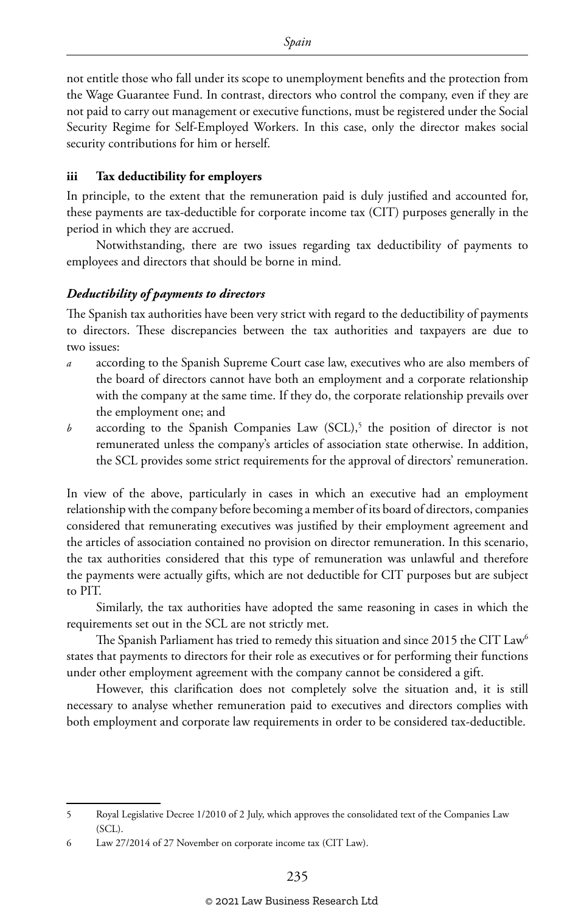not entitle those who fall under its scope to unemployment benefits and the protection from the Wage Guarantee Fund. In contrast, directors who control the company, even if they are not paid to carry out management or executive functions, must be registered under the Social Security Regime for Self-Employed Workers. In this case, only the director makes social security contributions for him or herself.

### iii Tax deductibility for employers

In principle, to the extent that the remuneration paid is duly justified and accounted for, these payments are tax-deductible for corporate income tax (CIT) purposes generally in the period in which they are accrued.

Notwithstanding, there are two issues regarding tax deductibility of payments to employees and directors that should be borne in mind.

#### *Deductibility of payments to directors*

The Spanish tax authorities have been very strict with regard to the deductibility of payments to directors. These discrepancies between the tax authorities and taxpayers are due to two issues:

*a* according to the Spanish Supreme Court case law, executives who are also members of the board of directors cannot have both an employment and a corporate relationship with the company at the same time. If they do, the corporate relationship prevails over the employment one; and

*b* according to the Spanish Companies Law (SCL),[5] the position of director is not remunerated unless the company's articles of association state otherwise. In addition, the SCL provides some strict requirements for the approval of directors' remuneration.

In view of the above, particularly in cases in which an executive had an employment relationship with the company before becoming a member of its board of directors, companies considered that remunerating executives was justified by their employment agreement and the articles of association contained no provision on director remuneration. In this scenario, the tax authorities considered that this type of remuneration was unlawful and therefore the payments were actually gifts, which are not deductible for CIT purposes but are subject to PIT.

Similarly, the tax authorities have adopted the same reasoning in cases in which the requirements set out in the SCL are not strictly met.

The Spanish Parliament has tried to remedy this situation and since 2015 the CIT Law[6] states that payments to directors for their role as executives or for performing their functions under other employment agreement with the company cannot be considered a gift.

However, this clarification does not completely solve the situation and, it is still necessary to analyse whether remuneration paid to executives and directors complies with both employment and corporate law requirements in order to be considered tax-deductible.

---

5 Royal Legislative Decree 1/2010 of 2 July, which approves the consolidated text of the Companies Law (SCL).

6 Law 27/2014 of 27 November on corporate income tax (CIT Law).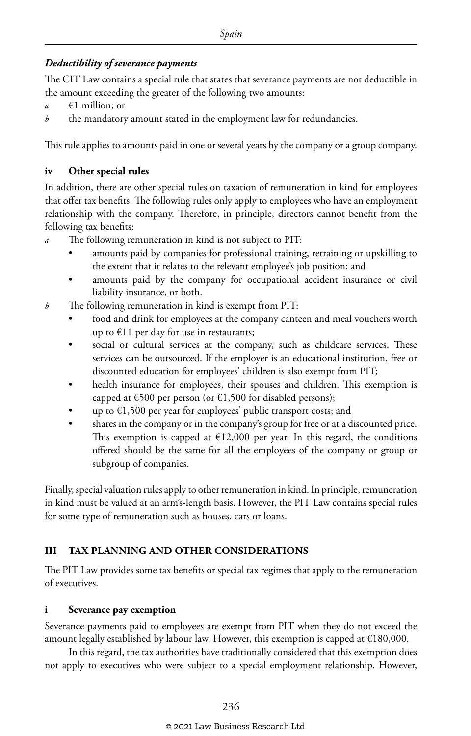### *Deductibility of severance payments*

The CIT Law contains a special rule that states that severance payments are not deductible in the amount exceeding the greater of the following two amounts:

*a* €1 million; or

*b* the mandatory amount stated in the employment law for redundancies.

This rule applies to amounts paid in one or several years by the company or a group company.

### iv Other special rules

In addition, there are other special rules on taxation of remuneration in kind for employees that offer tax benefits. The following rules only apply to employees who have an employment relationship with the company. Therefore, in principle, directors cannot benefit from the following tax benefits:

*a* The following remuneration in kind is not subject to PIT:
   - amounts paid by companies for professional training, retraining or upskilling to the extent that it relates to the relevant employee's job position; and
   - amounts paid by the company for occupational accident insurance or civil liability insurance, or both.

*b* The following remuneration in kind is exempt from PIT:
   - food and drink for employees at the company canteen and meal vouchers worth up to €11 per day for use in restaurants;
   - social or cultural services at the company, such as childcare services. These services can be outsourced. If the employer is an educational institution, free or discounted education for employees' children is also exempt from PIT;
   - health insurance for employees, their spouses and children. This exemption is capped at €500 per person (or €1,500 for disabled persons);
   - up to €1,500 per year for employees' public transport costs; and
   - shares in the company or in the company's group for free or at a discounted price. This exemption is capped at €12,000 per year. In this regard, the conditions offered should be the same for all the employees of the company or group or subgroup of companies.

Finally, special valuation rules apply to other remuneration in kind. In principle, remuneration in kind must be valued at an arm's-length basis. However, the PIT Law contains special rules for some type of remuneration such as houses, cars or loans.

## III TAX PLANNING AND OTHER CONSIDERATIONS

The PIT Law provides some tax benefits or special tax regimes that apply to the remuneration of executives.

### i Severance pay exemption

Severance payments paid to employees are exempt from PIT when they do not exceed the amount legally established by labour law. However, this exemption is capped at €180,000.

In this regard, the tax authorities have traditionally considered that this exemption does not apply to executives who were subject to a special employment relationship. However,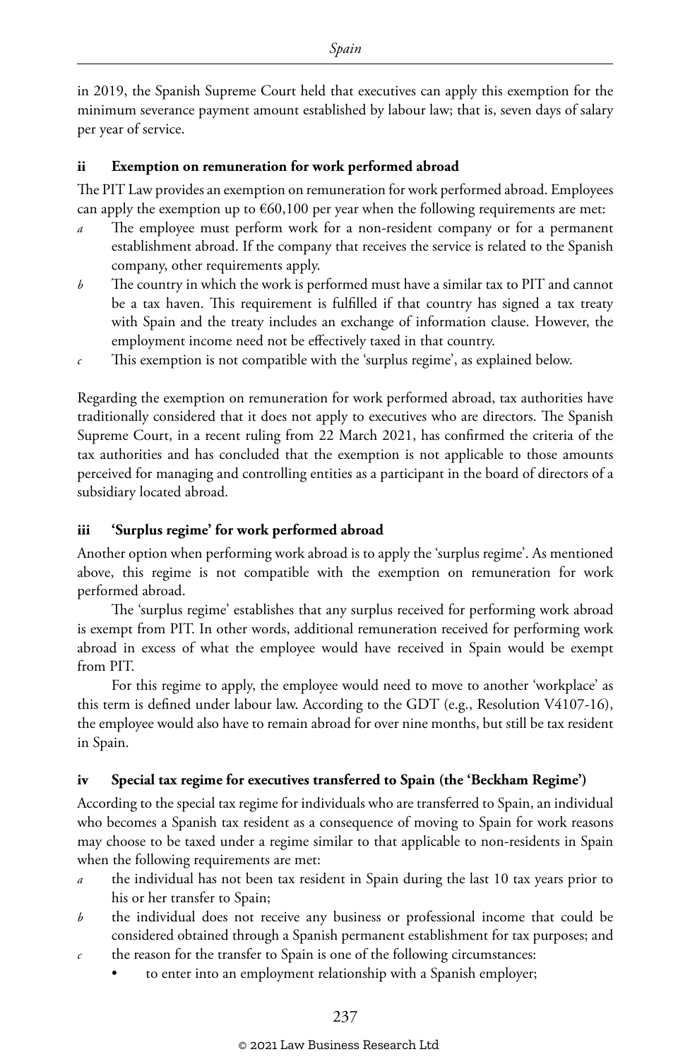in 2019, the Spanish Supreme Court held that executives can apply this exemption for the minimum severance payment amount established by labour law; that is, seven days of salary per year of service.

### ii Exemption on remuneration for work performed abroad

The PIT Law provides an exemption on remuneration for work performed abroad. Employees can apply the exemption up to €60,100 per year when the following requirements are met:

*a* The employee must perform work for a non-resident company or for a permanent establishment abroad. If the company that receives the service is related to the Spanish company, other requirements apply.

*b* The country in which the work is performed must have a similar tax to PIT and cannot be a tax haven. This requirement is fulfilled if that country has signed a tax treaty with Spain and the treaty includes an exchange of information clause. However, the employment income need not be effectively taxed in that country.

*c* This exemption is not compatible with the 'surplus regime', as explained below.

Regarding the exemption on remuneration for work performed abroad, tax authorities have traditionally considered that it does not apply to executives who are directors. The Spanish Supreme Court, in a recent ruling from 22 March 2021, has confirmed the criteria of the tax authorities and has concluded that the exemption is not applicable to those amounts perceived for managing and controlling entities as a participant in the board of directors of a subsidiary located abroad.

### iii 'Surplus regime' for work performed abroad

Another option when performing work abroad is to apply the 'surplus regime'. As mentioned above, this regime is not compatible with the exemption on remuneration for work performed abroad.

The 'surplus regime' establishes that any surplus received for performing work abroad is exempt from PIT. In other words, additional remuneration received for performing work abroad in excess of what the employee would have received in Spain would be exempt from PIT.

For this regime to apply, the employee would need to move to another 'workplace' as this term is defined under labour law. According to the GDT (e.g., Resolution V4107-16), the employee would also have to remain abroad for over nine months, but still be tax resident in Spain.

### iv Special tax regime for executives transferred to Spain (the 'Beckham Regime')

According to the special tax regime for individuals who are transferred to Spain, an individual who becomes a Spanish tax resident as a consequence of moving to Spain for work reasons may choose to be taxed under a regime similar to that applicable to non-residents in Spain when the following requirements are met:

*a* the individual has not been tax resident in Spain during the last 10 tax years prior to his or her transfer to Spain;

*b* the individual does not receive any business or professional income that could be considered obtained through a Spanish permanent establishment for tax purposes; and

*c* the reason for the transfer to Spain is one of the following circumstances:
   - to enter into an employment relationship with a Spanish employer;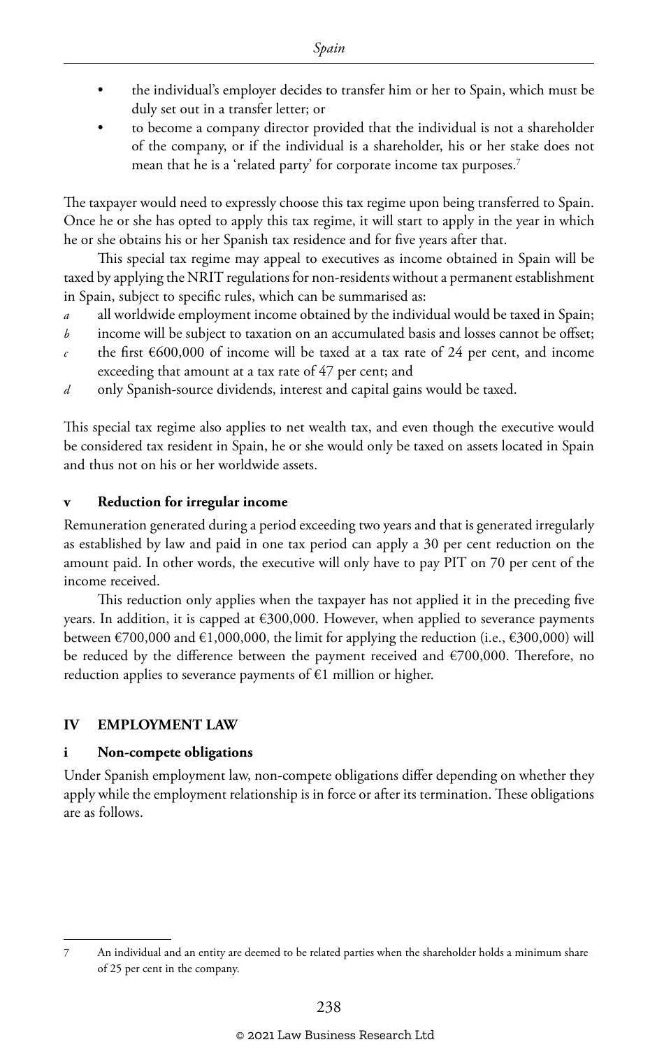- the individual's employer decides to transfer him or her to Spain, which must be duly set out in a transfer letter; or
- to become a company director provided that the individual is not a shareholder of the company, or if the individual is a shareholder, his or her stake does not mean that he is a 'related party' for corporate income tax purposes.[7]

The taxpayer would need to expressly choose this tax regime upon being transferred to Spain. Once he or she has opted to apply this tax regime, it will start to apply in the year in which he or she obtains his or her Spanish tax residence and for five years after that.

This special tax regime may appeal to executives as income obtained in Spain will be taxed by applying the NRIT regulations for non-residents without a permanent establishment in Spain, subject to specific rules, which can be summarised as:

*a* all worldwide employment income obtained by the individual would be taxed in Spain;
*b* income will be subject to taxation on an accumulated basis and losses cannot be offset;
*c* the first €600,000 of income will be taxed at a tax rate of 24 per cent, and income exceeding that amount at a tax rate of 47 per cent; and
*d* only Spanish-source dividends, interest and capital gains would be taxed.

This special tax regime also applies to net wealth tax, and even though the executive would be considered tax resident in Spain, he or she would only be taxed on assets located in Spain and thus not on his or her worldwide assets.

### v Reduction for irregular income

Remuneration generated during a period exceeding two years and that is generated irregularly as established by law and paid in one tax period can apply a 30 per cent reduction on the amount paid. In other words, the executive will only have to pay PIT on 70 per cent of the income received.

This reduction only applies when the taxpayer has not applied it in the preceding five years. In addition, it is capped at €300,000. However, when applied to severance payments between €700,000 and €1,000,000, the limit for applying the reduction (i.e., €300,000) will be reduced by the difference between the payment received and €700,000. Therefore, no reduction applies to severance payments of €1 million or higher.

## IV EMPLOYMENT LAW

### i Non-compete obligations

Under Spanish employment law, non-compete obligations differ depending on whether they apply while the employment relationship is in force or after its termination. These obligations are as follows.

---

7 An individual and an entity are deemed to be related parties when the shareholder holds a minimum share of 25 per cent in the company.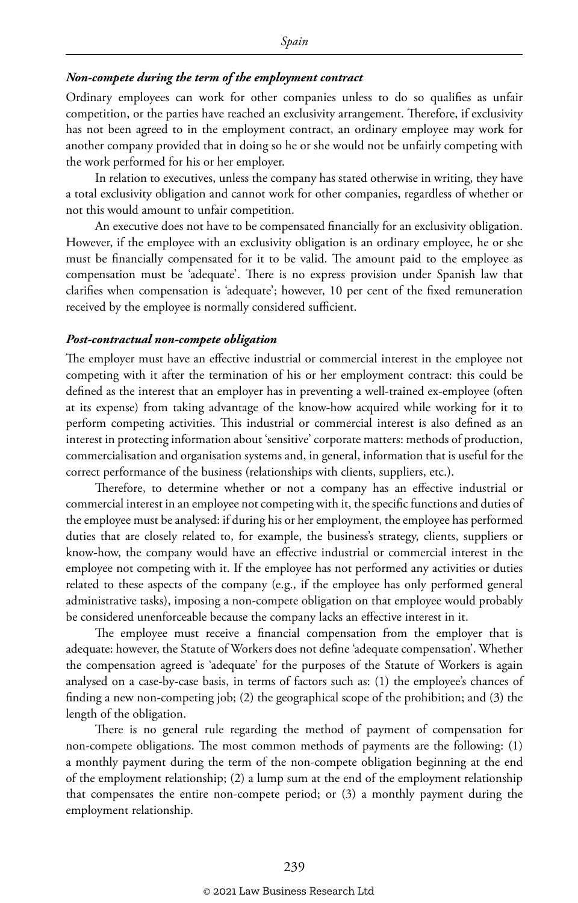### *Non-compete during the term of the employment contract*

Ordinary employees can work for other companies unless to do so qualifies as unfair competition, or the parties have reached an exclusivity arrangement. Therefore, if exclusivity has not been agreed to in the employment contract, an ordinary employee may work for another company provided that in doing so he or she would not be unfairly competing with the work performed for his or her employer.

In relation to executives, unless the company has stated otherwise in writing, they have a total exclusivity obligation and cannot work for other companies, regardless of whether or not this would amount to unfair competition.

An executive does not have to be compensated financially for an exclusivity obligation. However, if the employee with an exclusivity obligation is an ordinary employee, he or she must be financially compensated for it to be valid. The amount paid to the employee as compensation must be 'adequate'. There is no express provision under Spanish law that clarifies when compensation is 'adequate'; however, 10 per cent of the fixed remuneration received by the employee is normally considered sufficient.

### *Post-contractual non-compete obligation*

The employer must have an effective industrial or commercial interest in the employee not competing with it after the termination of his or her employment contract: this could be defined as the interest that an employer has in preventing a well-trained ex-employee (often at its expense) from taking advantage of the know-how acquired while working for it to perform competing activities. This industrial or commercial interest is also defined as an interest in protecting information about 'sensitive' corporate matters: methods of production, commercialisation and organisation systems and, in general, information that is useful for the correct performance of the business (relationships with clients, suppliers, etc.).

Therefore, to determine whether or not a company has an effective industrial or commercial interest in an employee not competing with it, the specific functions and duties of the employee must be analysed: if during his or her employment, the employee has performed duties that are closely related to, for example, the business's strategy, clients, suppliers or know-how, the company would have an effective industrial or commercial interest in the employee not competing with it. If the employee has not performed any activities or duties related to these aspects of the company (e.g., if the employee has only performed general administrative tasks), imposing a non-compete obligation on that employee would probably be considered unenforceable because the company lacks an effective interest in it.

The employee must receive a financial compensation from the employer that is adequate: however, the Statute of Workers does not define 'adequate compensation'. Whether the compensation agreed is 'adequate' for the purposes of the Statute of Workers is again analysed on a case-by-case basis, in terms of factors such as: (1) the employee's chances of finding a new non-competing job; (2) the geographical scope of the prohibition; and (3) the length of the obligation.

There is no general rule regarding the method of payment of compensation for non-compete obligations. The most common methods of payments are the following: (1) a monthly payment during the term of the non-compete obligation beginning at the end of the employment relationship; (2) a lump sum at the end of the employment relationship that compensates the entire non-compete period; or (3) a monthly payment during the employment relationship.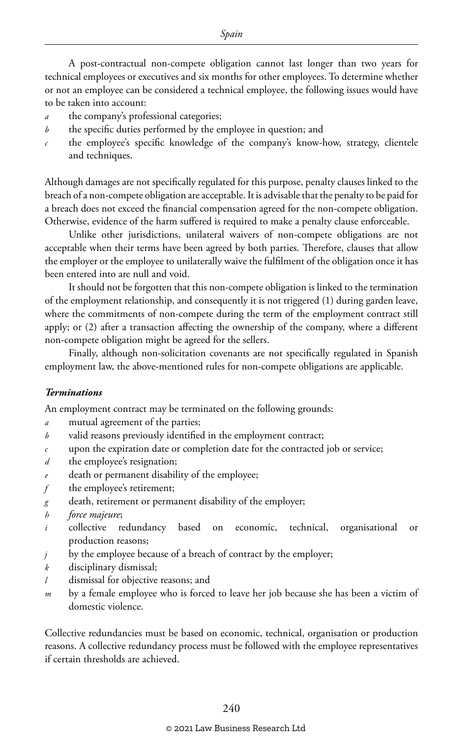A post-contractual non-compete obligation cannot last longer than two years for technical employees or executives and six months for other employees. To determine whether or not an employee can be considered a technical employee, the following issues would have to be taken into account:

- *a* the company's professional categories;
- *b* the specific duties performed by the employee in question; and
- *c* the employee's specific knowledge of the company's know-how, strategy, clientele and techniques.

Although damages are not specifically regulated for this purpose, penalty clauses linked to the breach of a non-compete obligation are acceptable. It is advisable that the penalty to be paid for a breach does not exceed the financial compensation agreed for the non-compete obligation. Otherwise, evidence of the harm suffered is required to make a penalty clause enforceable.

Unlike other jurisdictions, unilateral waivers of non-compete obligations are not acceptable when their terms have been agreed by both parties. Therefore, clauses that allow the employer or the employee to unilaterally waive the fulfilment of the obligation once it has been entered into are null and void.

It should not be forgotten that this non-compete obligation is linked to the termination of the employment relationship, and consequently it is not triggered (1) during garden leave, where the commitments of non-compete during the term of the employment contract still apply; or (2) after a transaction affecting the ownership of the company, where a different non-compete obligation might be agreed for the sellers.

Finally, although non-solicitation covenants are not specifically regulated in Spanish employment law, the above-mentioned rules for non-compete obligations are applicable.

### *Terminations*

An employment contract may be terminated on the following grounds:

- *a* mutual agreement of the parties;
- *b* valid reasons previously identified in the employment contract;
- *c* upon the expiration date or completion date for the contracted job or service;
- *d* the employee's resignation;
- *e* death or permanent disability of the employee;
- *f* the employee's retirement;
- *g* death, retirement or permanent disability of the employer;
- *h* *force majeure*;
- *i* collective redundancy based on economic, technical, organisational or production reasons;
- *j* by the employee because of a breach of contract by the employer;
- *k* disciplinary dismissal;
- *l* dismissal for objective reasons; and
- *m* by a female employee who is forced to leave her job because she has been a victim of domestic violence.

Collective redundancies must be based on economic, technical, organisation or production reasons. A collective redundancy process must be followed with the employee representatives if certain thresholds are achieved.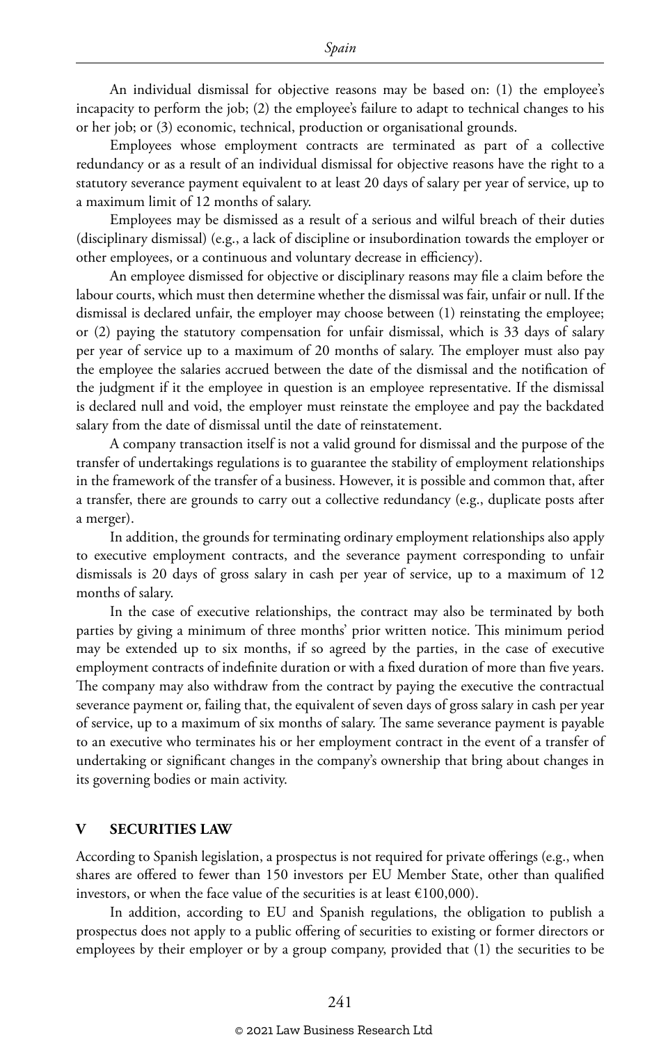An individual dismissal for objective reasons may be based on: (1) the employee's incapacity to perform the job; (2) the employee's failure to adapt to technical changes to his or her job; or (3) economic, technical, production or organisational grounds.

Employees whose employment contracts are terminated as part of a collective redundancy or as a result of an individual dismissal for objective reasons have the right to a statutory severance payment equivalent to at least 20 days of salary per year of service, up to a maximum limit of 12 months of salary.

Employees may be dismissed as a result of a serious and wilful breach of their duties (disciplinary dismissal) (e.g., a lack of discipline or insubordination towards the employer or other employees, or a continuous and voluntary decrease in efficiency).

An employee dismissed for objective or disciplinary reasons may file a claim before the labour courts, which must then determine whether the dismissal was fair, unfair or null. If the dismissal is declared unfair, the employer may choose between (1) reinstating the employee; or (2) paying the statutory compensation for unfair dismissal, which is 33 days of salary per year of service up to a maximum of 20 months of salary. The employer must also pay the employee the salaries accrued between the date of the dismissal and the notification of the judgment if it the employee in question is an employee representative. If the dismissal is declared null and void, the employer must reinstate the employee and pay the backdated salary from the date of dismissal until the date of reinstatement.

A company transaction itself is not a valid ground for dismissal and the purpose of the transfer of undertakings regulations is to guarantee the stability of employment relationships in the framework of the transfer of a business. However, it is possible and common that, after a transfer, there are grounds to carry out a collective redundancy (e.g., duplicate posts after a merger).

In addition, the grounds for terminating ordinary employment relationships also apply to executive employment contracts, and the severance payment corresponding to unfair dismissals is 20 days of gross salary in cash per year of service, up to a maximum of 12 months of salary.

In the case of executive relationships, the contract may also be terminated by both parties by giving a minimum of three months' prior written notice. This minimum period may be extended up to six months, if so agreed by the parties, in the case of executive employment contracts of indefinite duration or with a fixed duration of more than five years. The company may also withdraw from the contract by paying the executive the contractual severance payment or, failing that, the equivalent of seven days of gross salary in cash per year of service, up to a maximum of six months of salary. The same severance payment is payable to an executive who terminates his or her employment contract in the event of a transfer of undertaking or significant changes in the company's ownership that bring about changes in its governing bodies or main activity.

## V SECURITIES LAW

According to Spanish legislation, a prospectus is not required for private offerings (e.g., when shares are offered to fewer than 150 investors per EU Member State, other than qualified investors, or when the face value of the securities is at least €100,000).

In addition, according to EU and Spanish regulations, the obligation to publish a prospectus does not apply to a public offering of securities to existing or former directors or employees by their employer or by a group company, provided that (1) the securities to be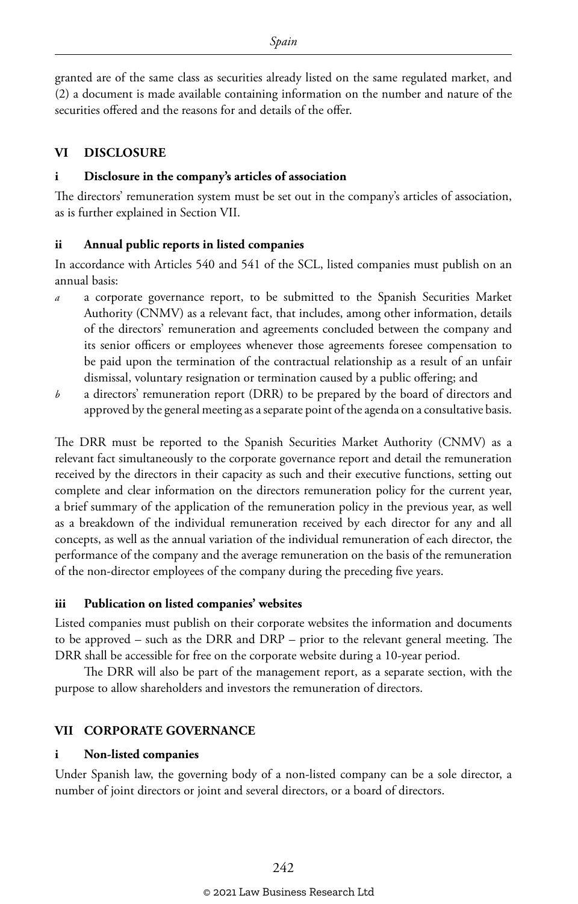granted are of the same class as securities already listed on the same regulated market, and (2) a document is made available containing information on the number and nature of the securities offered and the reasons for and details of the offer.

## VI DISCLOSURE

### i Disclosure in the company's articles of association

The directors' remuneration system must be set out in the company's articles of association, as is further explained in Section VII.

### ii Annual public reports in listed companies

In accordance with Articles 540 and 541 of the SCL, listed companies must publish on an annual basis:

*a* a corporate governance report, to be submitted to the Spanish Securities Market Authority (CNMV) as a relevant fact, that includes, among other information, details of the directors' remuneration and agreements concluded between the company and its senior officers or employees whenever those agreements foresee compensation to be paid upon the termination of the contractual relationship as a result of an unfair dismissal, voluntary resignation or termination caused by a public offering; and

*b* a directors' remuneration report (DRR) to be prepared by the board of directors and approved by the general meeting as a separate point of the agenda on a consultative basis.

The DRR must be reported to the Spanish Securities Market Authority (CNMV) as a relevant fact simultaneously to the corporate governance report and detail the remuneration received by the directors in their capacity as such and their executive functions, setting out complete and clear information on the directors remuneration policy for the current year, a brief summary of the application of the remuneration policy in the previous year, as well as a breakdown of the individual remuneration received by each director for any and all concepts, as well as the annual variation of the individual remuneration of each director, the performance of the company and the average remuneration on the basis of the remuneration of the non-director employees of the company during the preceding five years.

### iii Publication on listed companies' websites

Listed companies must publish on their corporate websites the information and documents to be approved – such as the DRR and DRP – prior to the relevant general meeting. The DRR shall be accessible for free on the corporate website during a 10-year period.

The DRR will also be part of the management report, as a separate section, with the purpose to allow shareholders and investors the remuneration of directors.

## VII CORPORATE GOVERNANCE

### i Non-listed companies

Under Spanish law, the governing body of a non-listed company can be a sole director, a number of joint directors or joint and several directors, or a board of directors.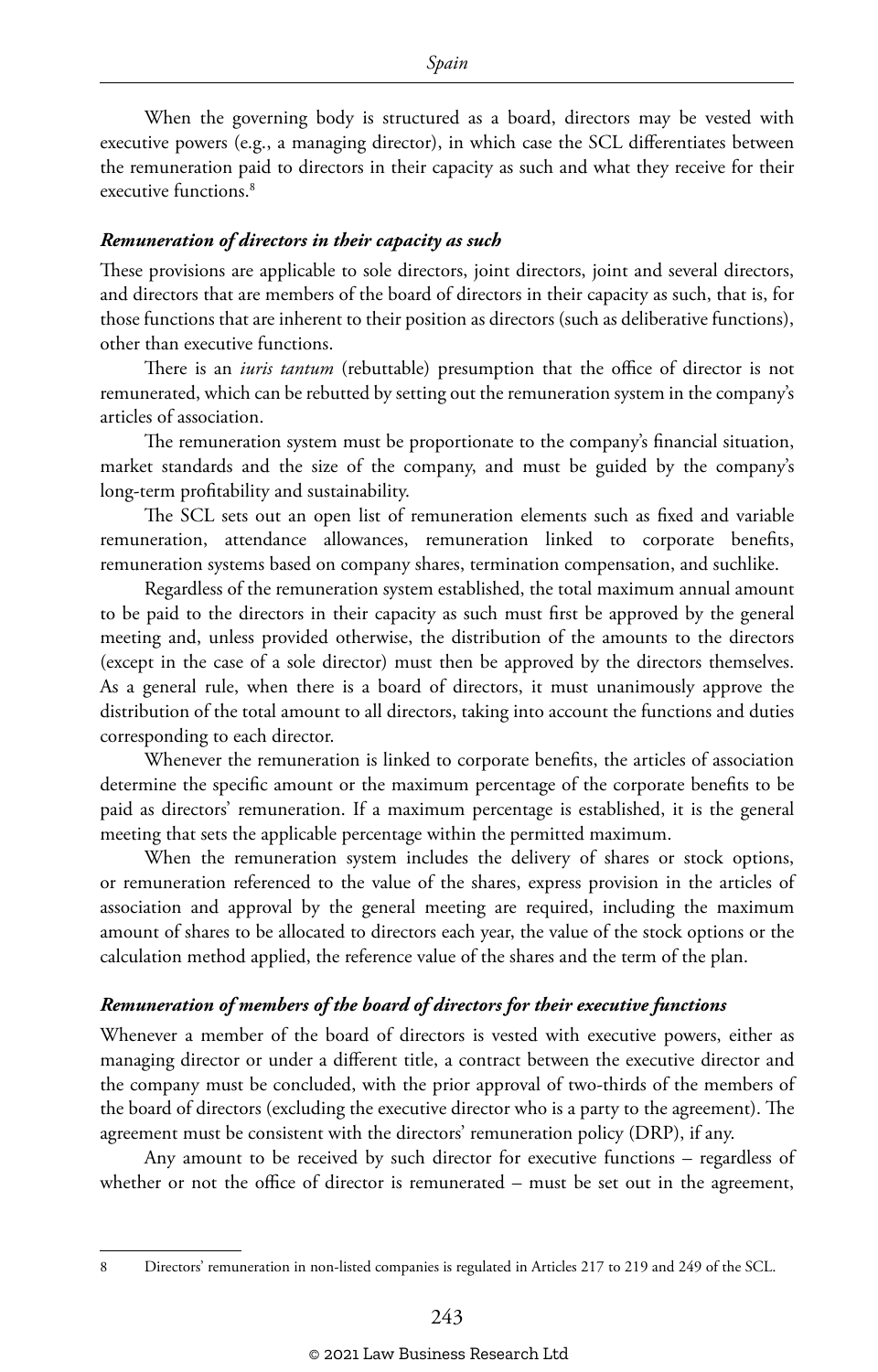When the governing body is structured as a board, directors may be vested with executive powers (e.g., a managing director), in which case the SCL differentiates between the remuneration paid to directors in their capacity as such and what they receive for their executive functions.[8]

### *Remuneration of directors in their capacity as such*

These provisions are applicable to sole directors, joint directors, joint and several directors, and directors that are members of the board of directors in their capacity as such, that is, for those functions that are inherent to their position as directors (such as deliberative functions), other than executive functions.

There is an *iuris tantum* (rebuttable) presumption that the office of director is not remunerated, which can be rebutted by setting out the remuneration system in the company's articles of association.

The remuneration system must be proportionate to the company's financial situation, market standards and the size of the company, and must be guided by the company's long-term profitability and sustainability.

The SCL sets out an open list of remuneration elements such as fixed and variable remuneration, attendance allowances, remuneration linked to corporate benefits, remuneration systems based on company shares, termination compensation, and suchlike.

Regardless of the remuneration system established, the total maximum annual amount to be paid to the directors in their capacity as such must first be approved by the general meeting and, unless provided otherwise, the distribution of the amounts to the directors (except in the case of a sole director) must then be approved by the directors themselves. As a general rule, when there is a board of directors, it must unanimously approve the distribution of the total amount to all directors, taking into account the functions and duties corresponding to each director.

Whenever the remuneration is linked to corporate benefits, the articles of association determine the specific amount or the maximum percentage of the corporate benefits to be paid as directors' remuneration. If a maximum percentage is established, it is the general meeting that sets the applicable percentage within the permitted maximum.

When the remuneration system includes the delivery of shares or stock options, or remuneration referenced to the value of the shares, express provision in the articles of association and approval by the general meeting are required, including the maximum amount of shares to be allocated to directors each year, the value of the stock options or the calculation method applied, the reference value of the shares and the term of the plan.

### *Remuneration of members of the board of directors for their executive functions*

Whenever a member of the board of directors is vested with executive powers, either as managing director or under a different title, a contract between the executive director and the company must be concluded, with the prior approval of two-thirds of the members of the board of directors (excluding the executive director who is a party to the agreement). The agreement must be consistent with the directors' remuneration policy (DRP), if any.

Any amount to be received by such director for executive functions – regardless of whether or not the office of director is remunerated – must be set out in the agreement,

---

8 Directors' remuneration in non-listed companies is regulated in Articles 217 to 219 and 249 of the SCL.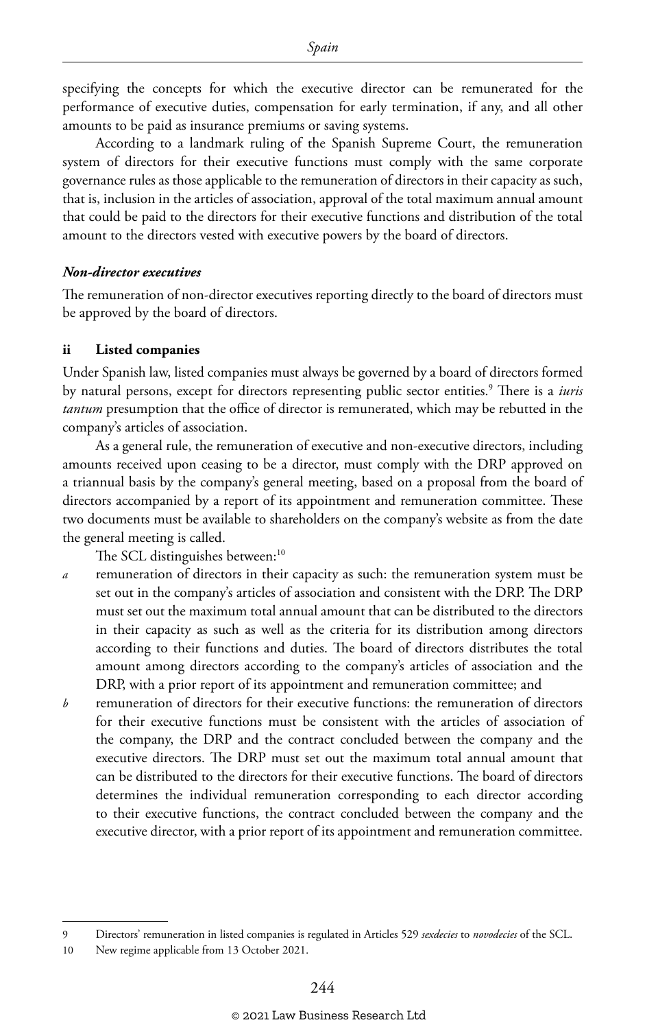specifying the concepts for which the executive director can be remunerated for the performance of executive duties, compensation for early termination, if any, and all other amounts to be paid as insurance premiums or saving systems.

According to a landmark ruling of the Spanish Supreme Court, the remuneration system of directors for their executive functions must comply with the same corporate governance rules as those applicable to the remuneration of directors in their capacity as such, that is, inclusion in the articles of association, approval of the total maximum annual amount that could be paid to the directors for their executive functions and distribution of the total amount to the directors vested with executive powers by the board of directors.

#### *Non-director executives*

The remuneration of non-director executives reporting directly to the board of directors must be approved by the board of directors.

### ii Listed companies

Under Spanish law, listed companies must always be governed by a board of directors formed by natural persons, except for directors representing public sector entities.[9] There is a *iuris tantum* presumption that the office of director is remunerated, which may be rebutted in the company's articles of association.

As a general rule, the remuneration of executive and non-executive directors, including amounts received upon ceasing to be a director, must comply with the DRP approved on a triannual basis by the company's general meeting, based on a proposal from the board of directors accompanied by a report of its appointment and remuneration committee. These two documents must be available to shareholders on the company's website as from the date the general meeting is called.

The SCL distinguishes between:[10]

*a* remuneration of directors in their capacity as such: the remuneration system must be set out in the company's articles of association and consistent with the DRP. The DRP must set out the maximum total annual amount that can be distributed to the directors in their capacity as such as well as the criteria for its distribution among directors according to their functions and duties. The board of directors distributes the total amount among directors according to the company's articles of association and the DRP, with a prior report of its appointment and remuneration committee; and

*b* remuneration of directors for their executive functions: the remuneration of directors for their executive functions must be consistent with the articles of association of the company, the DRP and the contract concluded between the company and the executive directors. The DRP must set out the maximum total annual amount that can be distributed to the directors for their executive functions. The board of directors determines the individual remuneration corresponding to each director according to their executive functions, the contract concluded between the company and the executive director, with a prior report of its appointment and remuneration committee.

---

9 Directors' remuneration in listed companies is regulated in Articles 529 *sexdecies* to *novodecies* of the SCL.

10 New regime applicable from 13 October 2021.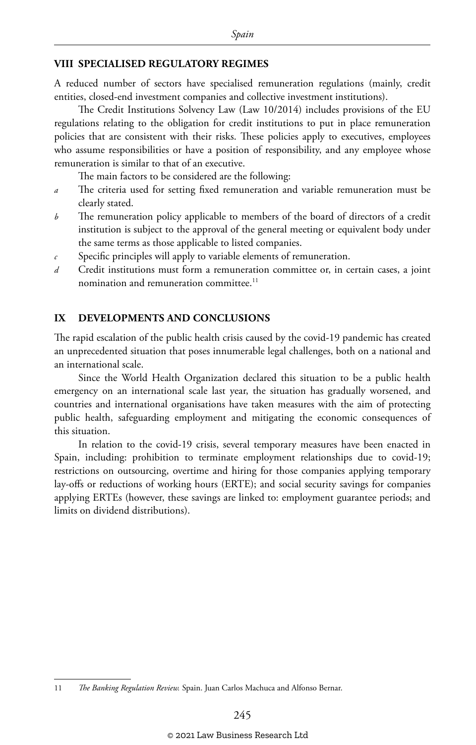## VIII SPECIALISED REGULATORY REGIMES

A reduced number of sectors have specialised remuneration regulations (mainly, credit entities, closed-end investment companies and collective investment institutions).

The Credit Institutions Solvency Law (Law 10/2014) includes provisions of the EU regulations relating to the obligation for credit institutions to put in place remuneration policies that are consistent with their risks. These policies apply to executives, employees who assume responsibilities or have a position of responsibility, and any employee whose remuneration is similar to that of an executive.

The main factors to be considered are the following:

*a* The criteria used for setting fixed remuneration and variable remuneration must be clearly stated.

*b* The remuneration policy applicable to members of the board of directors of a credit institution is subject to the approval of the general meeting or equivalent body under the same terms as those applicable to listed companies.

*c* Specific principles will apply to variable elements of remuneration.

*d* Credit institutions must form a remuneration committee or, in certain cases, a joint nomination and remuneration committee.[11]

## IX DEVELOPMENTS AND CONCLUSIONS

The rapid escalation of the public health crisis caused by the covid-19 pandemic has created an unprecedented situation that poses innumerable legal challenges, both on a national and an international scale.

Since the World Health Organization declared this situation to be a public health emergency on an international scale last year, the situation has gradually worsened, and countries and international organisations have taken measures with the aim of protecting public health, safeguarding employment and mitigating the economic consequences of this situation.

In relation to the covid-19 crisis, several temporary measures have been enacted in Spain, including: prohibition to terminate employment relationships due to covid-19; restrictions on outsourcing, overtime and hiring for those companies applying temporary lay-offs or reductions of working hours (ERTE); and social security savings for companies applying ERTEs (however, these savings are linked to: employment guarantee periods; and limits on dividend distributions).

---

11 *The Banking Regulation Review.* Spain. Juan Carlos Machuca and Alfonso Bernar.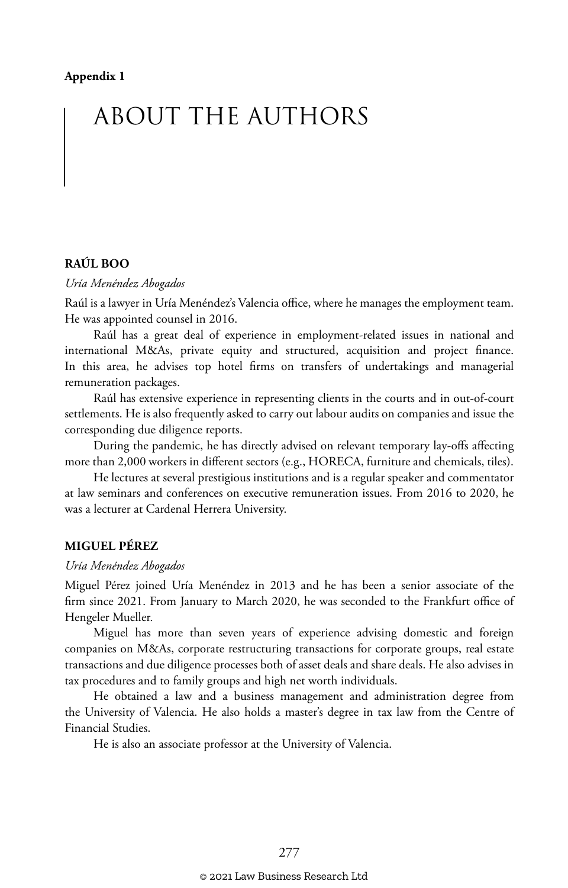Appendix 1

# ABOUT THE AUTHORS

## RAÚL BOO

*Uría Menéndez Abogados*

Raúl is a lawyer in Uría Menéndez's Valencia office, where he manages the employment team. He was appointed counsel in 2016.

Raúl has a great deal of experience in employment-related issues in national and international M&As, private equity and structured, acquisition and project finance. In this area, he advises top hotel firms on transfers of undertakings and managerial remuneration packages.

Raúl has extensive experience in representing clients in the courts and in out-of-court settlements. He is also frequently asked to carry out labour audits on companies and issue the corresponding due diligence reports.

During the pandemic, he has directly advised on relevant temporary lay-offs affecting more than 2,000 workers in different sectors (e.g., HORECA, furniture and chemicals, tiles).

He lectures at several prestigious institutions and is a regular speaker and commentator at law seminars and conferences on executive remuneration issues. From 2016 to 2020, he was a lecturer at Cardenal Herrera University.

## MIGUEL PÉREZ

*Uría Menéndez Abogados*

Miguel Pérez joined Uría Menéndez in 2013 and he has been a senior associate of the firm since 2021. From January to March 2020, he was seconded to the Frankfurt office of Hengeler Mueller.

Miguel has more than seven years of experience advising domestic and foreign companies on M&As, corporate restructuring transactions for corporate groups, real estate transactions and due diligence processes both of asset deals and share deals. He also advises in tax procedures and to family groups and high net worth individuals.

He obtained a law and a business management and administration degree from the University of Valencia. He also holds a master's degree in tax law from the Centre of Financial Studies.

He is also an associate professor at the University of Valencia.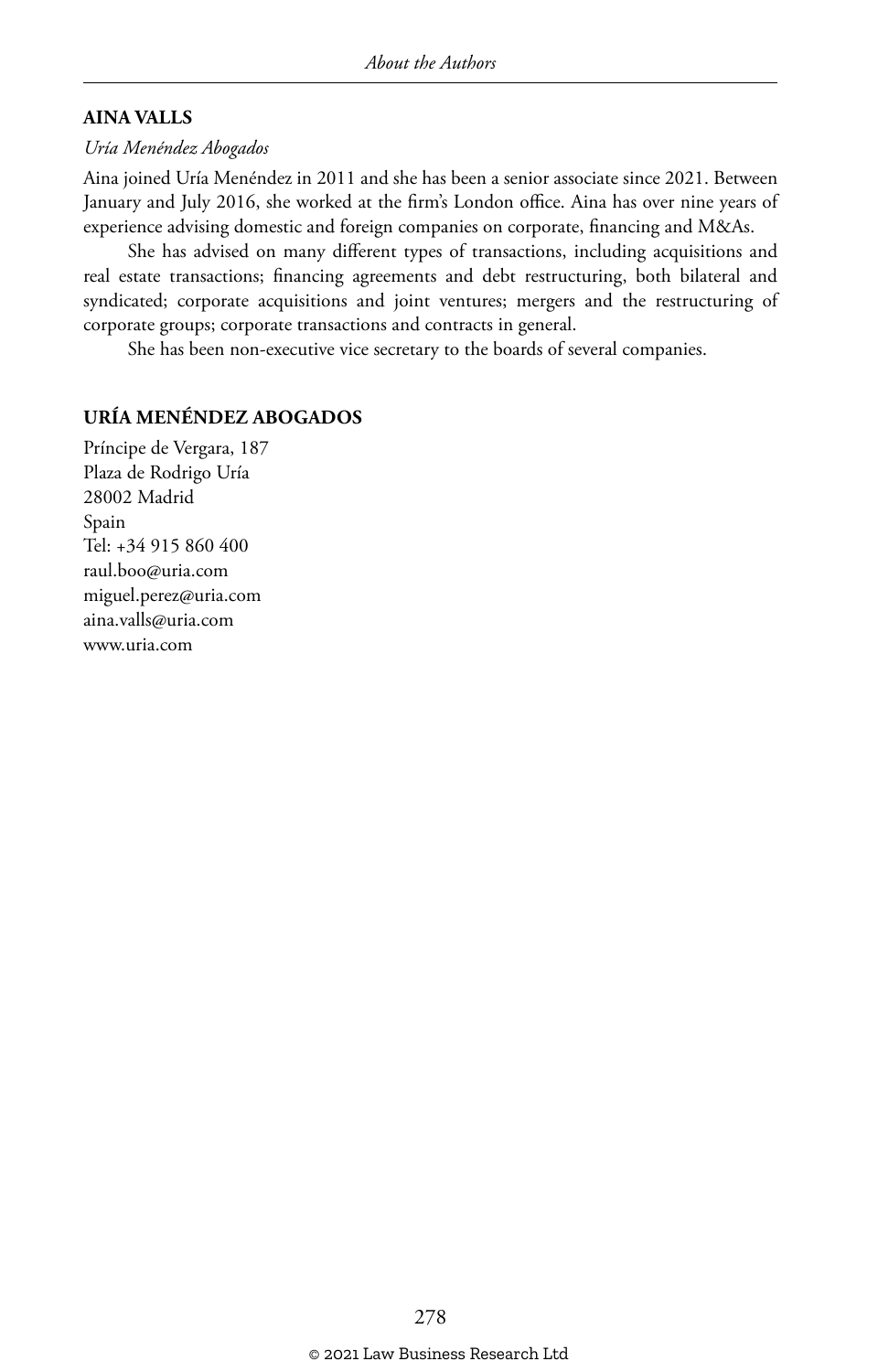## AINA VALLS

*Uría Menéndez Abogados*

Aina joined Uría Menéndez in 2011 and she has been a senior associate since 2021. Between January and July 2016, she worked at the firm's London office. Aina has over nine years of experience advising domestic and foreign companies on corporate, financing and M&As.

She has advised on many different types of transactions, including acquisitions and real estate transactions; financing agreements and debt restructuring, both bilateral and syndicated; corporate acquisitions and joint ventures; mergers and the restructuring of corporate groups; corporate transactions and contracts in general.

She has been non-executive vice secretary to the boards of several companies.

## URÍA MENÉNDEZ ABOGADOS

Príncipe de Vergara, 187
Plaza de Rodrigo Uría
28002 Madrid
Spain
Tel: +34 915 860 400
raul.boo@uria.com
miguel.perez@uria.com
aina.valls@uria.com
www.uria.com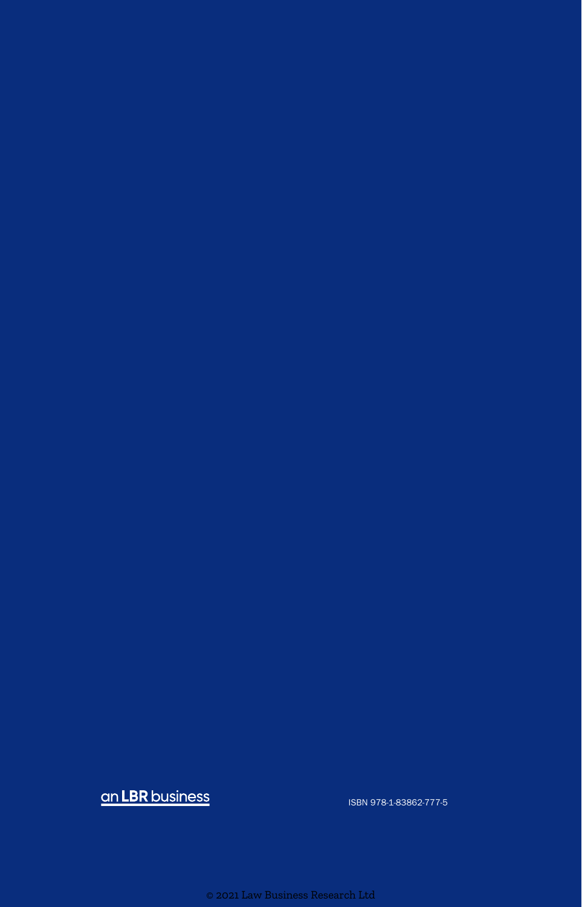an LBR business

ISBN 978-1-83862-777-5

© 2021 Law Business Research Ltd